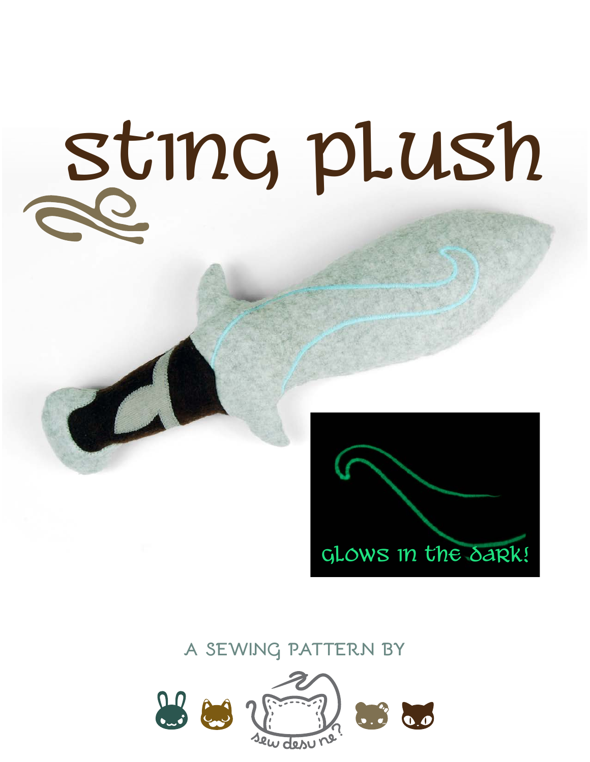# Sting Plush

Glows in the dark!

A SEWING PATTERN BY

sew desu ne?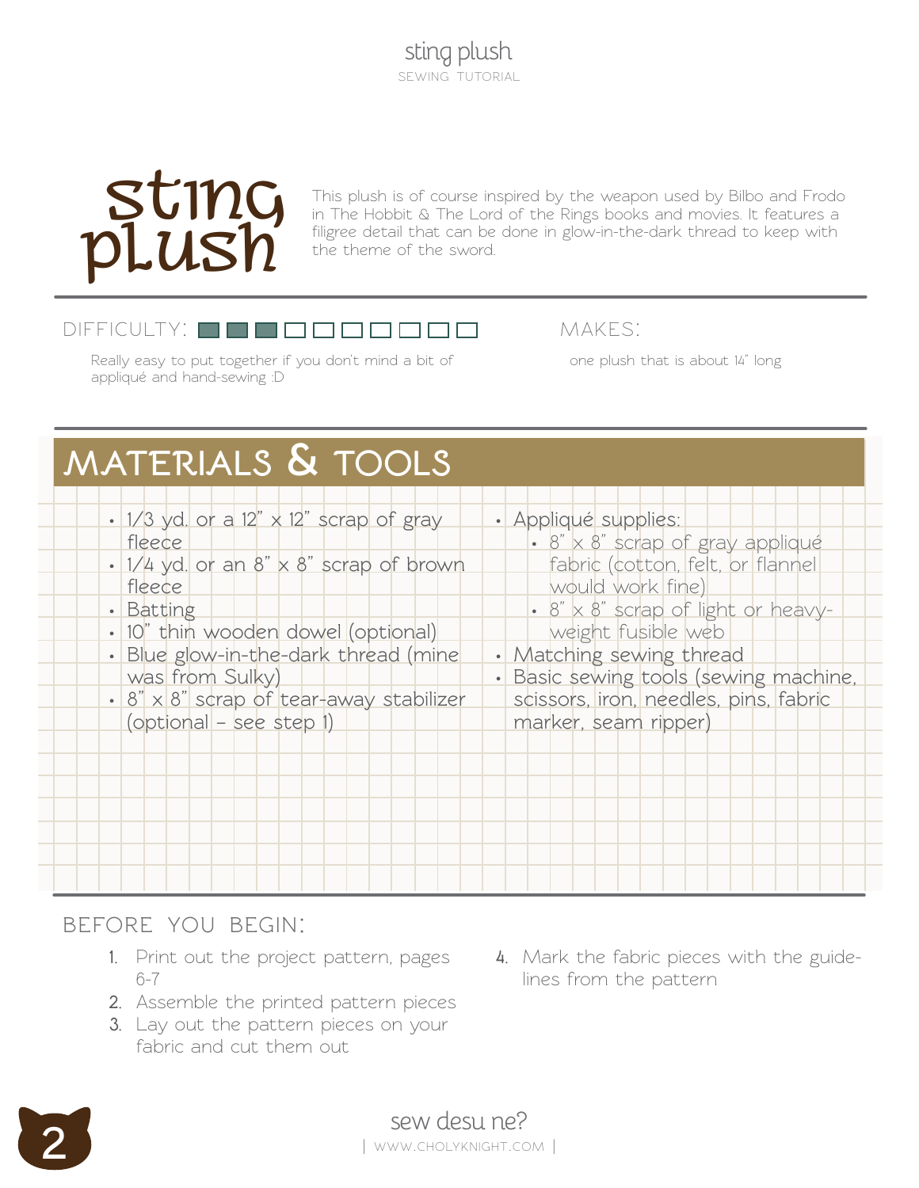# sting plush

This plush is of course inspired by the weapon used by Bilbo and Frodo in The Hobbit & The Lord of the Rings books and movies. It features a filigree detail that can be done in glow-in-the-dark thread to keep with the theme of the sword.

**DIFFICULTY:** ■■■□□□□□□□ (3 of 10)

Really easy to put together if you don't mind a bit of appliqué and hand-sewing :D

**MAKES:**

one plush that is about 14" long

## MATERIALS & TOOLS

- 1/3 yd. or a 12" x 12" scrap of gray fleece
- 1/4 yd. or an 8" x 8" scrap of brown fleece
- Batting
- 10" thin wooden dowel (optional)
- Blue glow-in-the-dark thread (mine was from Sulky)
- 8" x 8" scrap of tear-away stabilizer (optional - see step 1)
- Appliqué supplies:
  - 8" x 8" scrap of gray appliqué fabric (cotton, felt, or flannel would work fine)
  - 8" x 8" scrap of light or heavy-weight fusible web
- Matching sewing thread
- Basic sewing tools (sewing machine, scissors, iron, needles, pins, fabric marker, seam ripper)

## BEFORE YOU BEGIN:

1. Print out the project pattern, pages 6-7
2. Assemble the printed pattern pieces
3. Lay out the pattern pieces on your fabric and cut them out
4. Mark the fabric pieces with the guidelines from the pattern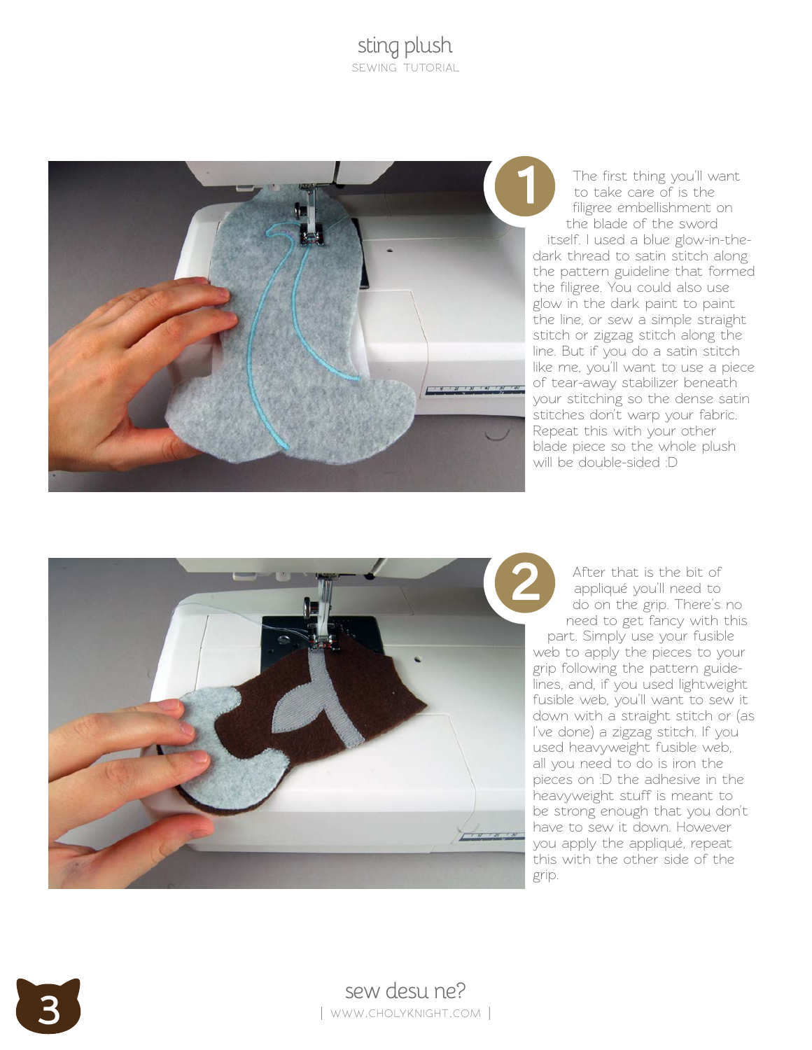**1**

The first thing you'll want to take care of is the filigree embellishment on the blade of the sword itself. I used a blue glow-in-the-dark thread to satin stitch along the pattern guideline that formed the filigree. You could also use glow in the dark paint to paint the line, or sew a simple straight stitch or zigzag stitch along the line. But if you do a satin stitch like me, you'll want to use a piece of tear-away stabilizer beneath your stitching so the dense satin stitches don't warp your fabric. Repeat this with your other blade piece so the whole plush will be double-sided :D

**2**

After that is the bit of appliqué you'll need to do on the grip. There's no need to get fancy with this part. Simply use your fusible web to apply the pieces to your grip following the pattern guidelines, and, if you used lightweight fusible web, you'll want to sew it down with a straight stitch or (as I've done) a zigzag stitch. If you used heavyweight fusible web, all you need to do is iron the pieces on :D the adhesive in the heavyweight stuff is meant to be strong enough that you don't have to sew it down. However you apply the appliqué, repeat this with the other side of the grip.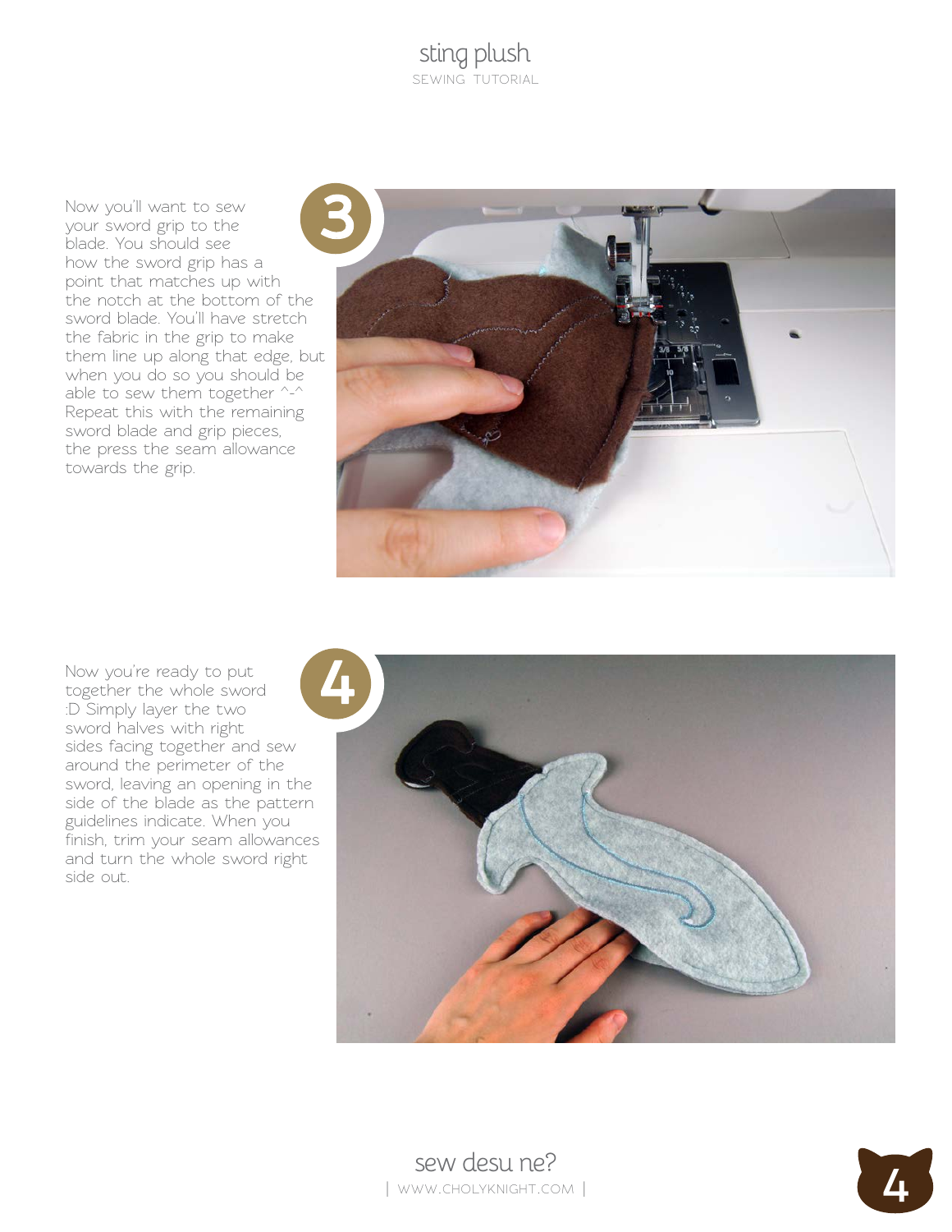**3**

Now you'll want to sew your sword grip to the blade. You should see how the sword grip has a point that matches up with the notch at the bottom of the sword blade. You'll have stretch the fabric in the grip to make them line up along that edge, but when you do so you should be able to sew them together ^-^ Repeat this with the remaining sword blade and grip pieces, the press the seam allowance towards the grip.

**4**

Now you're ready to put together the whole sword :D Simply layer the two sword halves with right sides facing together and sew around the perimeter of the sword, leaving an opening in the side of the blade as the pattern guidelines indicate. When you finish, trim your seam allowances and turn the whole sword right side out.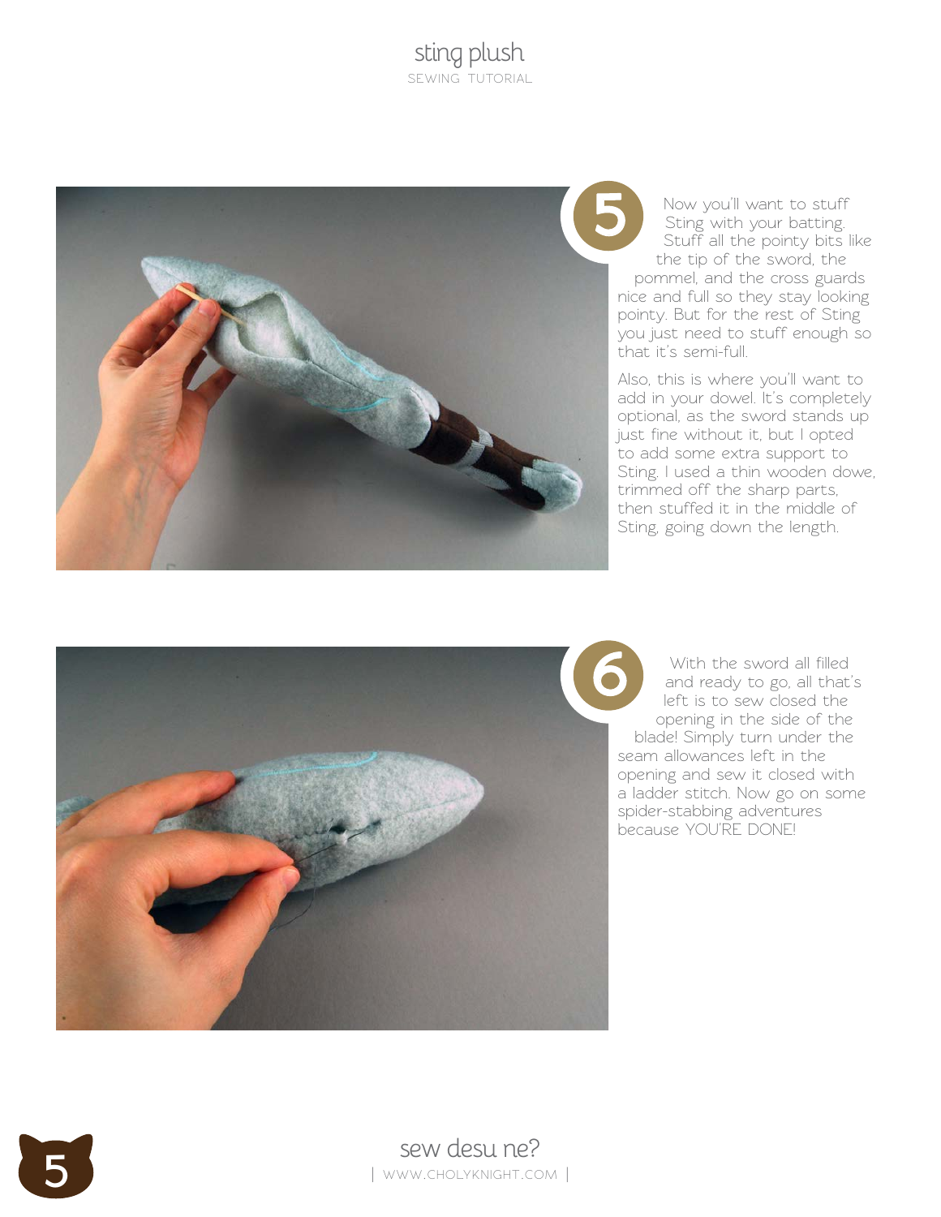**5** Now you'll want to stuff Sting with your batting. Stuff all the pointy bits like the tip of the sword, the pommel, and the cross guards nice and full so they stay looking pointy. But for the rest of Sting you just need to stuff enough so that it's semi-full.

Also, this is where you'll want to add in your dowel. It's completely optional, as the sword stands up just fine without it, but I opted to add some extra support to Sting. I used a thin wooden dowe, trimmed off the sharp parts, then stuffed it in the middle of Sting, going down the length.

**6** With the sword all filled and ready to go, all that's left is to sew closed the opening in the side of the blade! Simply turn under the seam allowances left in the opening and sew it closed with a ladder stitch. Now go on some spider-stabbing adventures because YOU'RE DONE!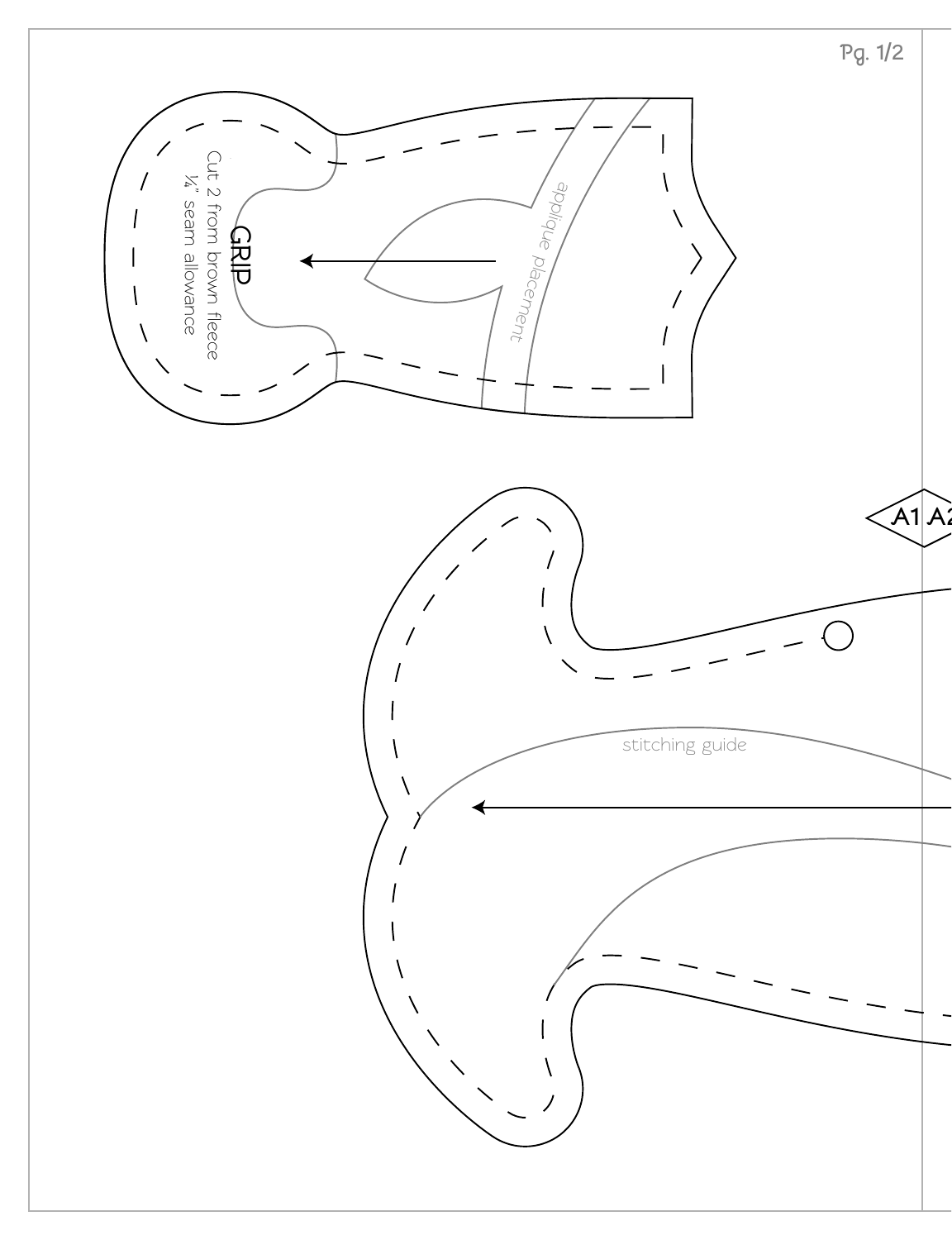GRIP

Cut 2 from brown fleece
¼" seam allowance

applique placement

A1 A2

stitching guide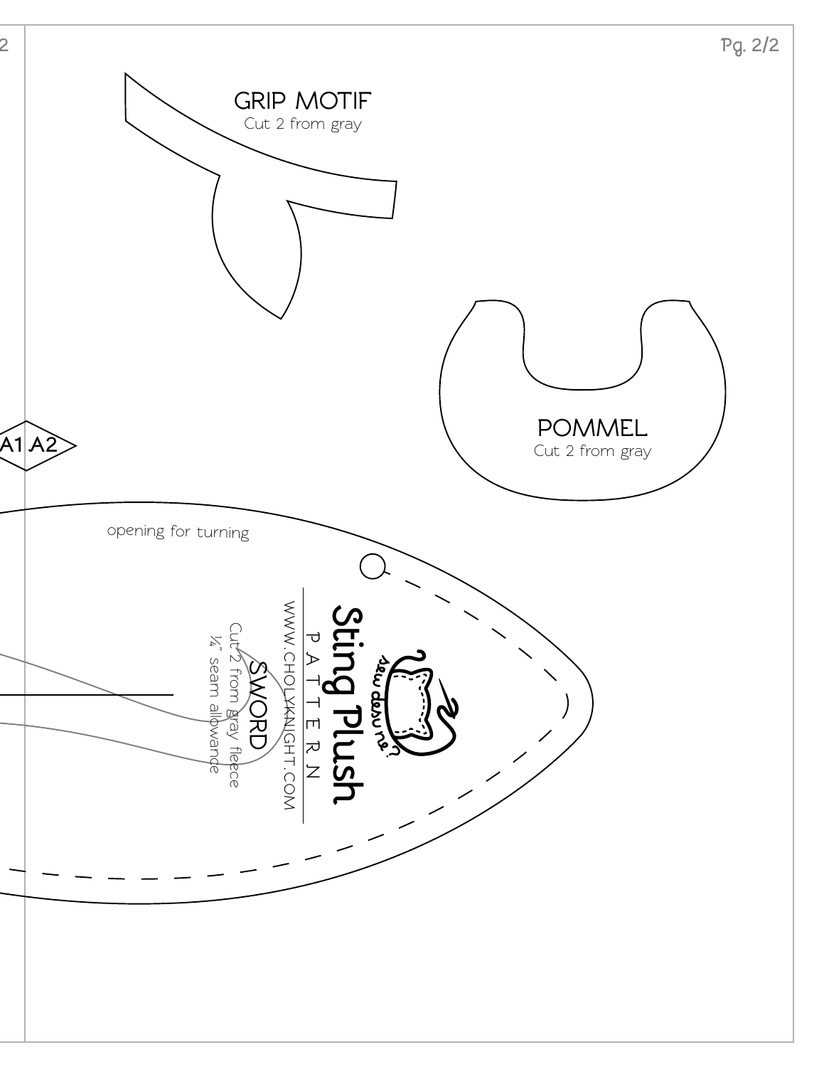GRIP MOTIF

Cut 2 from gray

POMMEL

Cut 2 from gray

A1 A2

opening for turning

Sting Plush

PATTERN

WWW.CHOLYKNIGHT.COM

SWORD

Cut 2 from gray fleece

¼" seam allowance